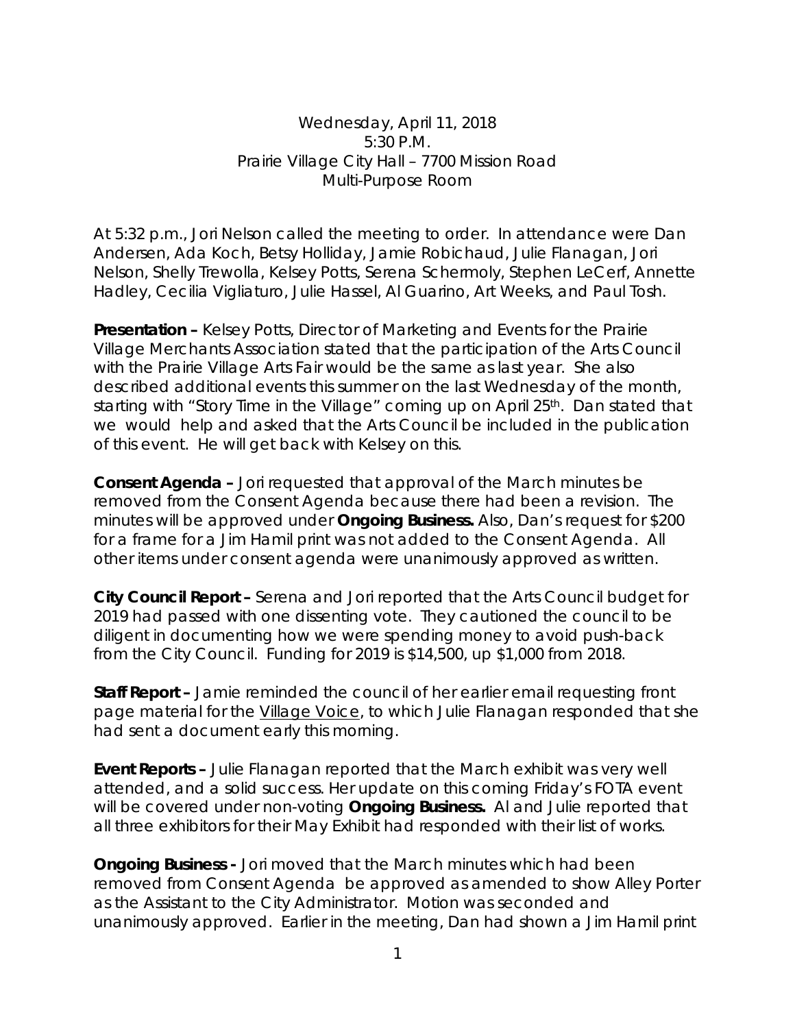Wednesday, April 11, 2018
5:30 P.M.
Prairie Village City Hall – 7700 Mission Road
Multi-Purpose Room

At 5:32 p.m., Jori Nelson called the meeting to order. In attendance were Dan Andersen, Ada Koch, Betsy Holliday, Jamie Robichaud, Julie Flanagan, Jori Nelson, Shelly Trewolla, Kelsey Potts, Serena Schermoly, Stephen LeCerf, Annette Hadley, Cecilia Vigliaturo, Julie Hassel, Al Guarino, Art Weeks, and Paul Tosh.

**Presentation –** Kelsey Potts, Director of Marketing and Events for the Prairie Village Merchants Association stated that the participation of the Arts Council with the Prairie Village Arts Fair would be the same as last year. She also described additional events this summer on the last Wednesday of the month, starting with "Story Time in the Village" coming up on April 25th. Dan stated that we would help and asked that the Arts Council be included in the publication of this event. He will get back with Kelsey on this.

**Consent Agenda –** Jori requested that approval of the March minutes be removed from the Consent Agenda because there had been a revision. The minutes will be approved under **Ongoing Business.** Also, Dan's request for $200 for a frame for a Jim Hamil print was not added to the Consent Agenda. All other items under consent agenda were unanimously approved as written.

**City Council Report –** Serena and Jori reported that the Arts Council budget for 2019 had passed with one dissenting vote. They cautioned the council to be diligent in documenting how we were spending money to avoid push-back from the City Council. Funding for 2019 is $14,500, up $1,000 from 2018.

**Staff Report –** Jamie reminded the council of her earlier email requesting front page material for the Village Voice, to which Julie Flanagan responded that she had sent a document early this morning.

**Event Reports –** Julie Flanagan reported that the March exhibit was very well attended, and a solid success. Her update on this coming Friday's FOTA event will be covered under non-voting **Ongoing Business.** Al and Julie reported that all three exhibitors for their May Exhibit had responded with their list of works.

**Ongoing Business -** Jori moved that the March minutes which had been removed from Consent Agenda be approved as amended to show Alley Porter as the Assistant to the City Administrator. Motion was seconded and unanimously approved. Earlier in the meeting, Dan had shown a Jim Hamil print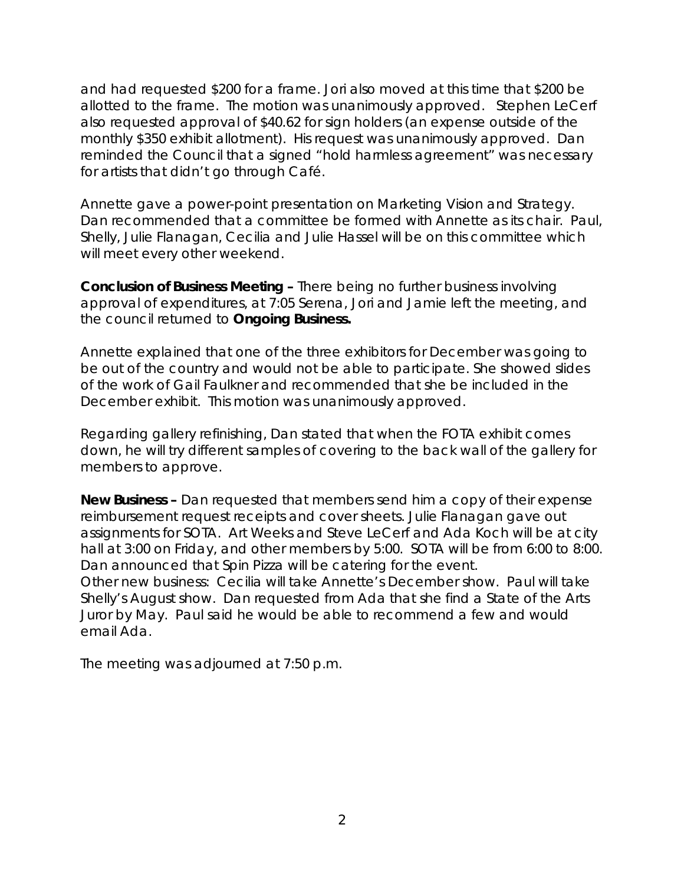and had requested $200 for a frame. Jori also moved at this time that $200 be allotted to the frame. The motion was unanimously approved. Stephen LeCerf also requested approval of $40.62 for sign holders (an expense outside of the monthly $350 exhibit allotment). His request was unanimously approved. Dan reminded the Council that a signed "hold harmless agreement" was necessary for artists that didn't go through Café.

Annette gave a power-point presentation on Marketing Vision and Strategy. Dan recommended that a committee be formed with Annette as its chair. Paul, Shelly, Julie Flanagan, Cecilia and Julie Hassel will be on this committee which will meet every other weekend.

**Conclusion of Business Meeting –** There being no further business involving approval of expenditures, at 7:05 Serena, Jori and Jamie left the meeting, and the council returned to **Ongoing Business.**

Annette explained that one of the three exhibitors for December was going to be out of the country and would not be able to participate. She showed slides of the work of Gail Faulkner and recommended that she be included in the December exhibit. This motion was unanimously approved.

Regarding gallery refinishing, Dan stated that when the FOTA exhibit comes down, he will try different samples of covering to the back wall of the gallery for members to approve.

**New Business –** Dan requested that members send him a copy of their expense reimbursement request receipts and cover sheets. Julie Flanagan gave out assignments for SOTA. Art Weeks and Steve LeCerf and Ada Koch will be at city hall at 3:00 on Friday, and other members by 5:00. SOTA will be from 6:00 to 8:00. Dan announced that Spin Pizza will be catering for the event.
Other new business: Cecilia will take Annette's December show. Paul will take Shelly's August show. Dan requested from Ada that she find a State of the Arts Juror by May. Paul said he would be able to recommend a few and would email Ada.

The meeting was adjourned at 7:50 p.m.